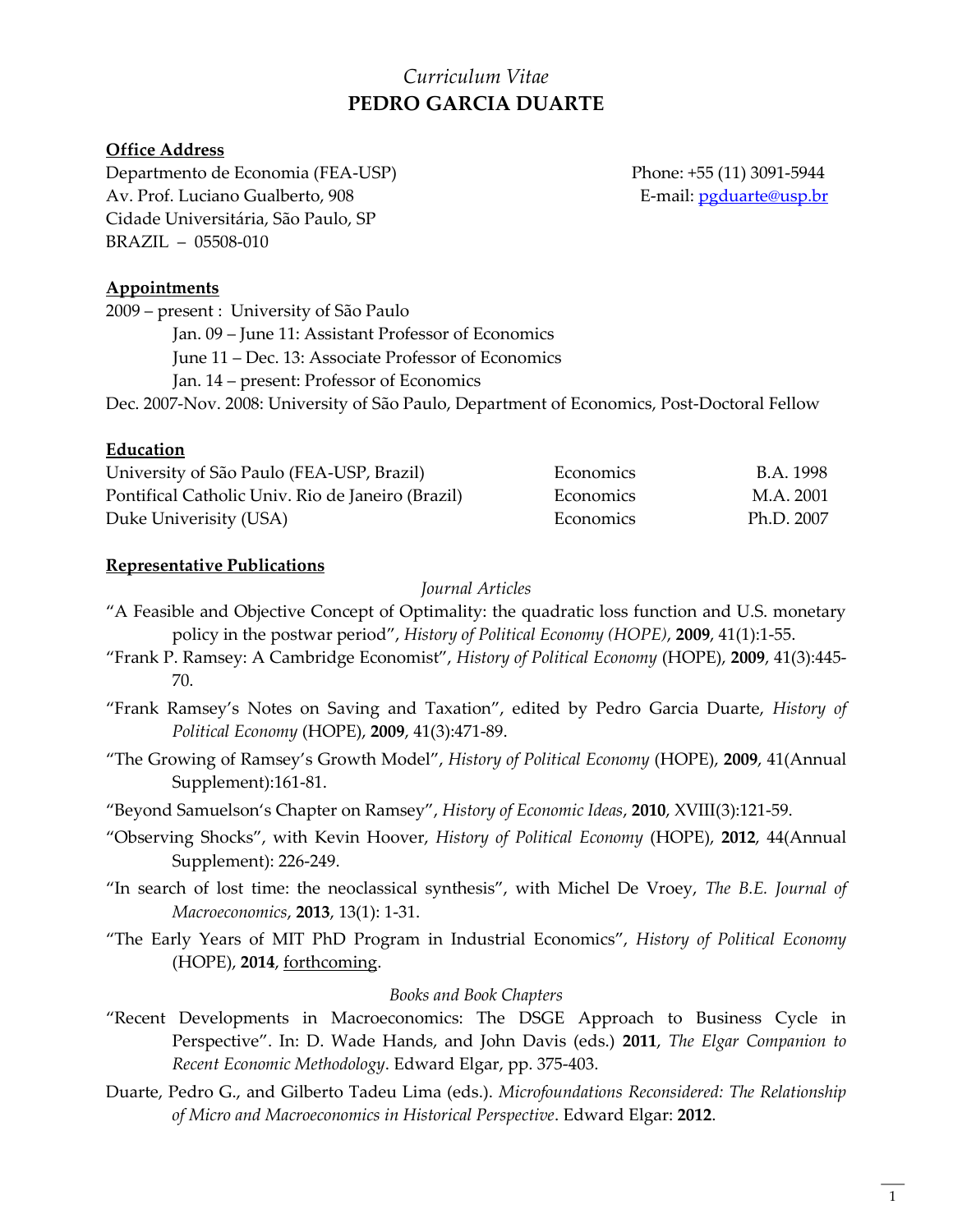*Curriculum Vitae*

# PEDRO GARCIA DUARTE

## Office Address

Departmento de Economia (FEA-USP)
Av. Prof. Luciano Gualberto, 908
Cidade Universitária, São Paulo, SP
BRAZIL – 05508-010

Phone: +55 (11) 3091-5944
E-mail: pgduarte@usp.br

## Appointments

2009 – present : University of São Paulo
- Jan. 09 – June 11: Assistant Professor of Economics
- June 11 – Dec. 13: Associate Professor of Economics
- Jan. 14 – present: Professor of Economics

Dec. 2007-Nov. 2008: University of São Paulo, Department of Economics, Post-Doctoral Fellow

## Education

| | | |
|---|---|---|
| University of São Paulo (FEA-USP, Brazil) | Economics | B.A. 1998 |
| Pontifical Catholic Univ. Rio de Janeiro (Brazil) | Economics | M.A. 2001 |
| Duke Univerisity (USA) | Economics | Ph.D. 2007 |

## Representative Publications

*Journal Articles*

"A Feasible and Objective Concept of Optimality: the quadratic loss function and U.S. monetary policy in the postwar period", *History of Political Economy (HOPE)*, **2009**, 41(1):1-55.

"Frank P. Ramsey: A Cambridge Economist", *History of Political Economy* (HOPE), **2009**, 41(3):445-70.

"Frank Ramsey's Notes on Saving and Taxation", edited by Pedro Garcia Duarte, *History of Political Economy* (HOPE), **2009**, 41(3):471-89.

"The Growing of Ramsey's Growth Model", *History of Political Economy* (HOPE), **2009**, 41(Annual Supplement):161-81.

"Beyond Samuelson's Chapter on Ramsey", *History of Economic Ideas*, **2010**, XVIII(3):121-59.

"Observing Shocks", with Kevin Hoover, *History of Political Economy* (HOPE), **2012**, 44(Annual Supplement): 226-249.

"In search of lost time: the neoclassical synthesis", with Michel De Vroey, *The B.E. Journal of Macroeconomics*, **2013**, 13(1): 1-31.

"The Early Years of MIT PhD Program in Industrial Economics", *History of Political Economy* (HOPE), **2014**, forthcoming.

*Books and Book Chapters*

"Recent Developments in Macroeconomics: The DSGE Approach to Business Cycle in Perspective". In: D. Wade Hands, and John Davis (eds.) **2011**, *The Elgar Companion to Recent Economic Methodology*. Edward Elgar, pp. 375-403.

Duarte, Pedro G., and Gilberto Tadeu Lima (eds.). *Microfoundations Reconsidered: The Relationship of Micro and Macroeconomics in Historical Perspective*. Edward Elgar: **2012**.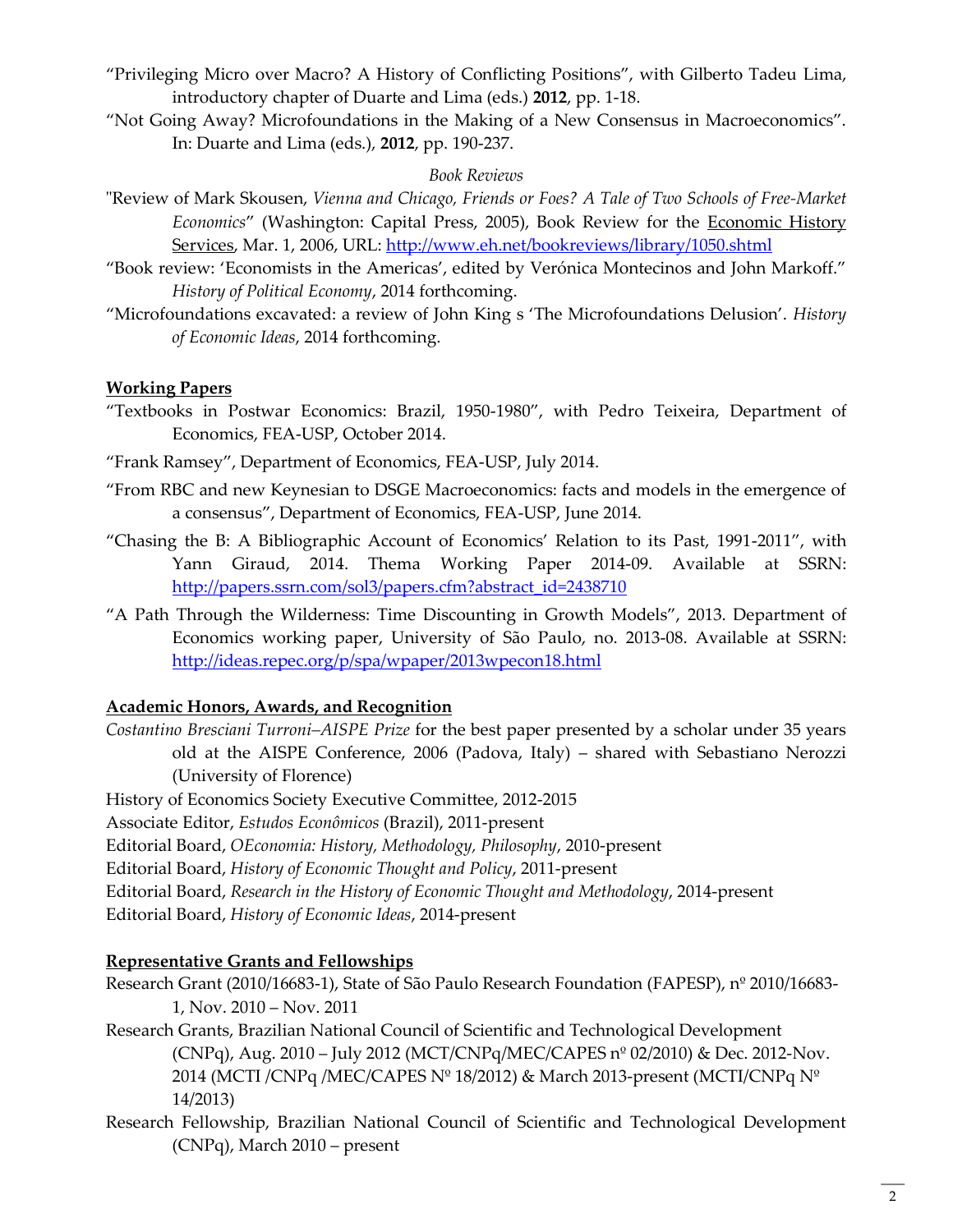"Privileging Micro over Macro? A History of Conflicting Positions", with Gilberto Tadeu Lima, introductory chapter of Duarte and Lima (eds.) **2012**, pp. 1-18.

"Not Going Away? Microfoundations in the Making of a New Consensus in Macroeconomics". In: Duarte and Lima (eds.), **2012**, pp. 190-237.

*Book Reviews*

"Review of Mark Skousen, *Vienna and Chicago, Friends or Foes? A Tale of Two Schools of Free-Market Economics*" (Washington: Capital Press, 2005), Book Review for the Economic History Services, Mar. 1, 2006, URL: http://www.eh.net/bookreviews/library/1050.shtml

"Book review: 'Economists in the Americas', edited by Verónica Montecinos and John Markoff." *History of Political Economy*, 2014 forthcoming.

"Microfoundations excavated: a review of John King s 'The Microfoundations Delusion'. *History of Economic Ideas*, 2014 forthcoming.

## Working Papers

"Textbooks in Postwar Economics: Brazil, 1950-1980", with Pedro Teixeira, Department of Economics, FEA-USP, October 2014.

"Frank Ramsey", Department of Economics, FEA-USP, July 2014.

"From RBC and new Keynesian to DSGE Macroeconomics: facts and models in the emergence of a consensus", Department of Economics, FEA-USP, June 2014.

"Chasing the B: A Bibliographic Account of Economics' Relation to its Past, 1991-2011", with Yann Giraud, 2014. Thema Working Paper 2014-09. Available at SSRN: http://papers.ssrn.com/sol3/papers.cfm?abstract_id=2438710

"A Path Through the Wilderness: Time Discounting in Growth Models", 2013. Department of Economics working paper, University of São Paulo, no. 2013-08. Available at SSRN: http://ideas.repec.org/p/spa/wpaper/2013wpecon18.html

## Academic Honors, Awards, and Recognition

*Costantino Bresciani Turroni–AISPE Prize* for the best paper presented by a scholar under 35 years old at the AISPE Conference, 2006 (Padova, Italy) – shared with Sebastiano Nerozzi (University of Florence)

History of Economics Society Executive Committee, 2012-2015

Associate Editor, *Estudos Econômicos* (Brazil), 2011-present

Editorial Board, *OEconomia: History, Methodology, Philosophy*, 2010-present

Editorial Board, *History of Economic Thought and Policy*, 2011-present

Editorial Board, *Research in the History of Economic Thought and Methodology*, 2014-present

Editorial Board, *History of Economic Ideas*, 2014-present

## Representative Grants and Fellowships

Research Grant (2010/16683-1), State of São Paulo Research Foundation (FAPESP), nº 2010/16683-1, Nov. 2010 – Nov. 2011

Research Grants, Brazilian National Council of Scientific and Technological Development (CNPq), Aug. 2010 – July 2012 (MCT/CNPq/MEC/CAPES nº 02/2010) & Dec. 2012-Nov. 2014 (MCTI /CNPq /MEC/CAPES Nº 18/2012) & March 2013-present (MCTI/CNPq Nº 14/2013)

Research Fellowship, Brazilian National Council of Scientific and Technological Development (CNPq), March 2010 – present